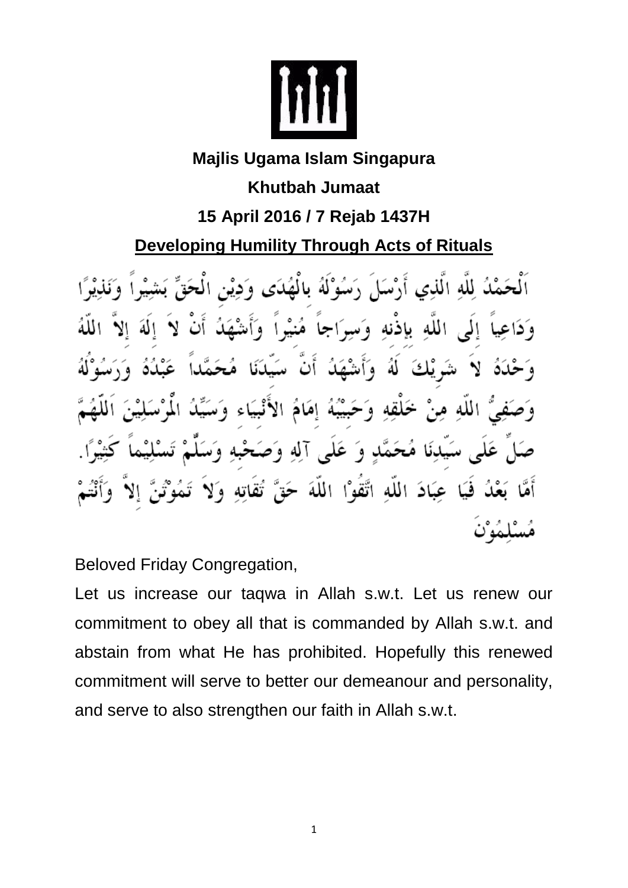**Majlis Ugama Islam Singapura**

**Khutbah Jumaat**

**15 April 2016 / 7 Rejab 1437H**

## Developing Humility Through Acts of Rituals

اَلْحَمْدُ لِلَّهِ الَّذِي أَرْسَلَ رَسُوْلَهُ بِالْهُدَى وَدِيْنِ الْحَقِّ بَشِيْراً وَنَذِيْرًا وَدَاعِياً إِلَى اللَّهِ بِإِذْنِهِ وَسِرَاجاً مُنِيْراً وَأَشْهَدُ أَنْ لاَ إِلَهَ إِلاَّ اللّهُ وَحْدَهُ لاَ شَرِيْكَ لَهُ وَأَشْهَدُ أَنَّ سَيِّدَنَا مُحَمَّداً عَبْدُهُ وَرَسُوْلُهُ وَصَفِيُّ اللّهِ مِنْ خَلْقِهِ وَحَبِيْبُهُ إِمَامُ الأَنْبِيَاء وَسَيِّدُ الْمُرْسَلِيْنَ اَللّهُمَّ صَلِّ عَلَى سَيِّدِنَا مُحَمَّدٍ وَ عَلَى آلِهِ وَصَحْبِهِ وَسَلِّمْ تَسْلِيْماً كَثِيْرًا. أَمَّا بَعْدُ فَيَا عِبَادَ اللّهِ اتَّقُوْا اللّهَ حَقَّ تُقَاتِهِ وَلاَ تَمُوْتُنَّ إِلاَّ وَأَنْتُمْ مُسْلِمُوْنَ

Beloved Friday Congregation,

Let us increase our taqwa in Allah s.w.t. Let us renew our commitment to obey all that is commanded by Allah s.w.t. and abstain from what He has prohibited. Hopefully this renewed commitment will serve to better our demeanour and personality, and serve to also strengthen our faith in Allah s.w.t.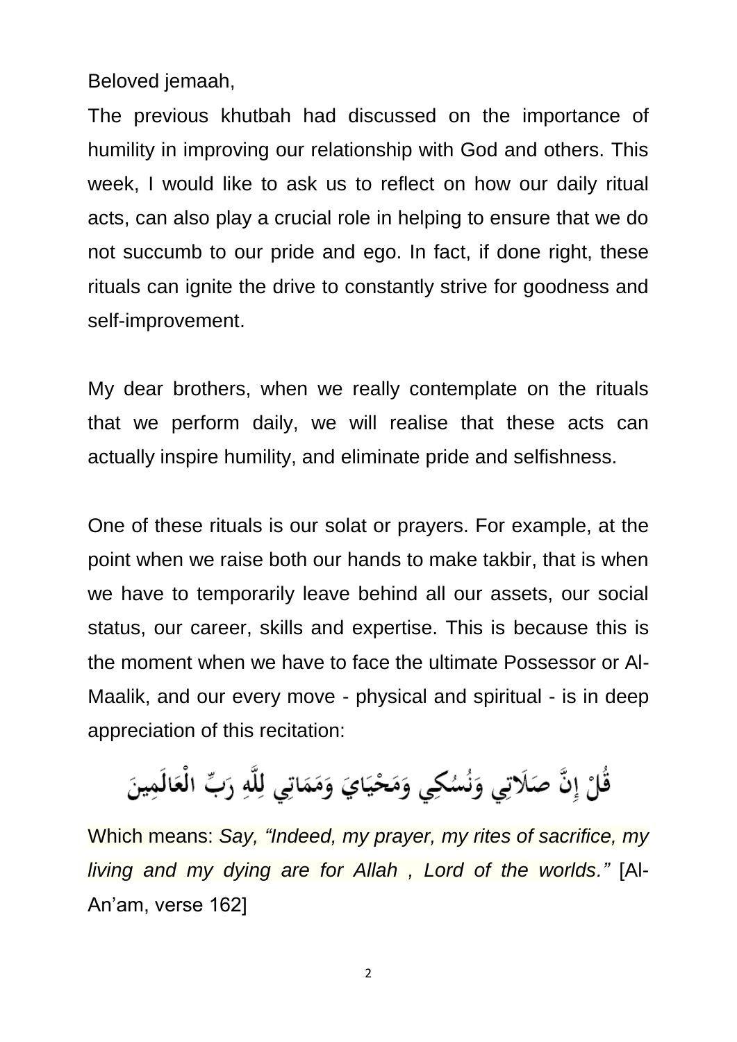Beloved jemaah,

The previous khutbah had discussed on the importance of humility in improving our relationship with God and others. This week, I would like to ask us to reflect on how our daily ritual acts, can also play a crucial role in helping to ensure that we do not succumb to our pride and ego. In fact, if done right, these rituals can ignite the drive to constantly strive for goodness and self-improvement.

My dear brothers, when we really contemplate on the rituals that we perform daily, we will realise that these acts can actually inspire humility, and eliminate pride and selfishness.

One of these rituals is our solat or prayers. For example, at the point when we raise both our hands to make takbir, that is when we have to temporarily leave behind all our assets, our social status, our career, skills and expertise. This is because this is the moment when we have to face the ultimate Possessor or Al-Maalik, and our every move - physical and spiritual - is in deep appreciation of this recitation:

قُلْ إِنَّ صَلَاتِي وَنُسُكِي وَمَحْيَايَ وَمَمَاتِي لِلَّهِ رَبِّ الْعَالَمِينَ

Which means: *Say, "Indeed, my prayer, my rites of sacrifice, my living and my dying are for Allah , Lord of the worlds."* [Al-An'am, verse 162]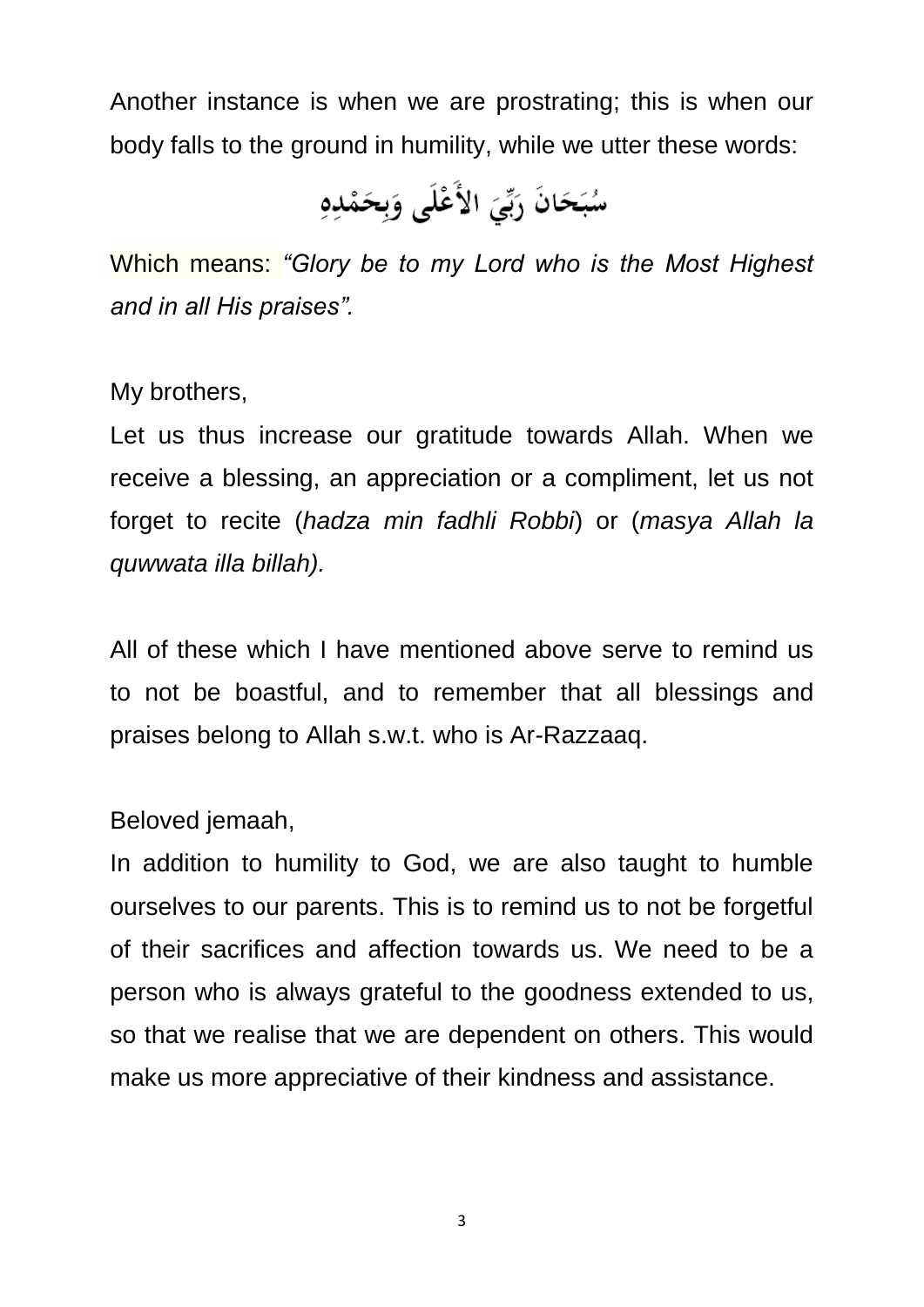Another instance is when we are prostrating; this is when our body falls to the ground in humility, while we utter these words:

سُبْحَانَ رَبِّيَ الأَعْلَى وَبِحَمْدِهِ

Which means: *"Glory be to my Lord who is the Most Highest and in all His praises".*

My brothers,

Let us thus increase our gratitude towards Allah. When we receive a blessing, an appreciation or a compliment, let us not forget to recite (*hadza min fadhli Robbi*) or (*masya Allah la quwwata illa billah).*

All of these which I have mentioned above serve to remind us to not be boastful, and to remember that all blessings and praises belong to Allah s.w.t. who is Ar-Razzaaq.

Beloved jemaah,

In addition to humility to God, we are also taught to humble ourselves to our parents. This is to remind us to not be forgetful of their sacrifices and affection towards us. We need to be a person who is always grateful to the goodness extended to us, so that we realise that we are dependent on others. This would make us more appreciative of their kindness and assistance.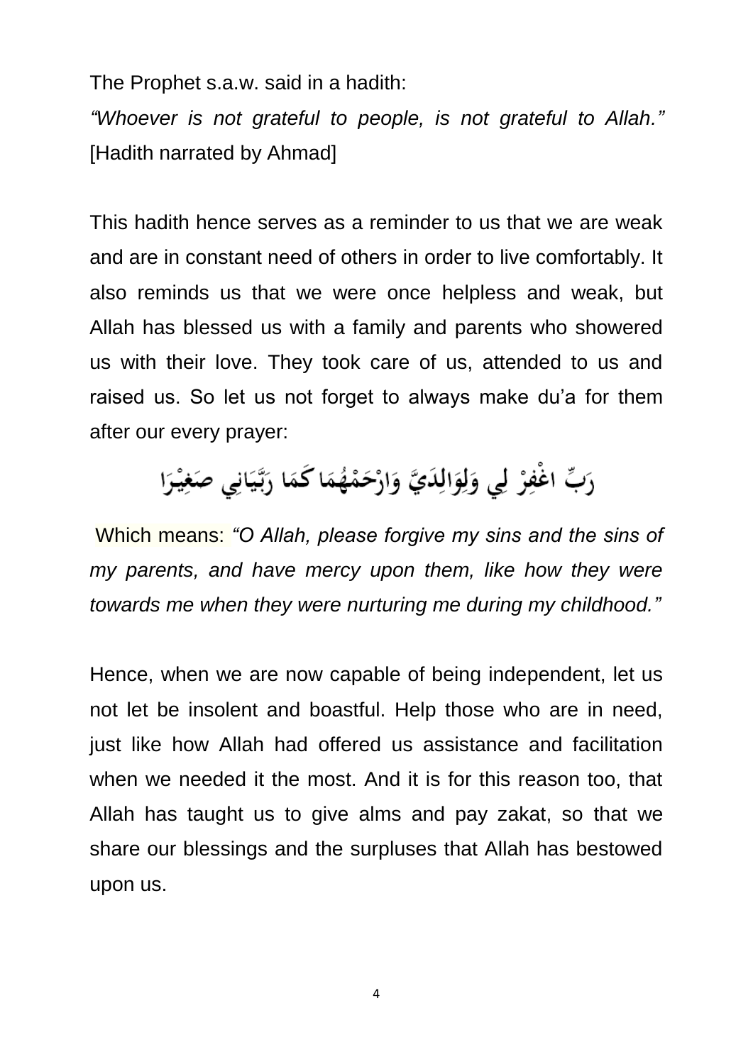The Prophet s.a.w. said in a hadith:

*"Whoever is not grateful to people, is not grateful to Allah."* [Hadith narrated by Ahmad]

This hadith hence serves as a reminder to us that we are weak and are in constant need of others in order to live comfortably. It also reminds us that we were once helpless and weak, but Allah has blessed us with a family and parents who showered us with their love. They took care of us, attended to us and raised us. So let us not forget to always make du'a for them after our every prayer:

رَبِّ اغْفِرْ لِي وَلِوَالِدَيَّ وَارْحَمْهُمَا كَمَا رَبَّيَانِي صَغِيْرَا

Which means: *"O Allah, please forgive my sins and the sins of my parents, and have mercy upon them, like how they were towards me when they were nurturing me during my childhood."*

Hence, when we are now capable of being independent, let us not let be insolent and boastful. Help those who are in need, just like how Allah had offered us assistance and facilitation when we needed it the most. And it is for this reason too, that Allah has taught us to give alms and pay zakat, so that we share our blessings and the surpluses that Allah has bestowed upon us.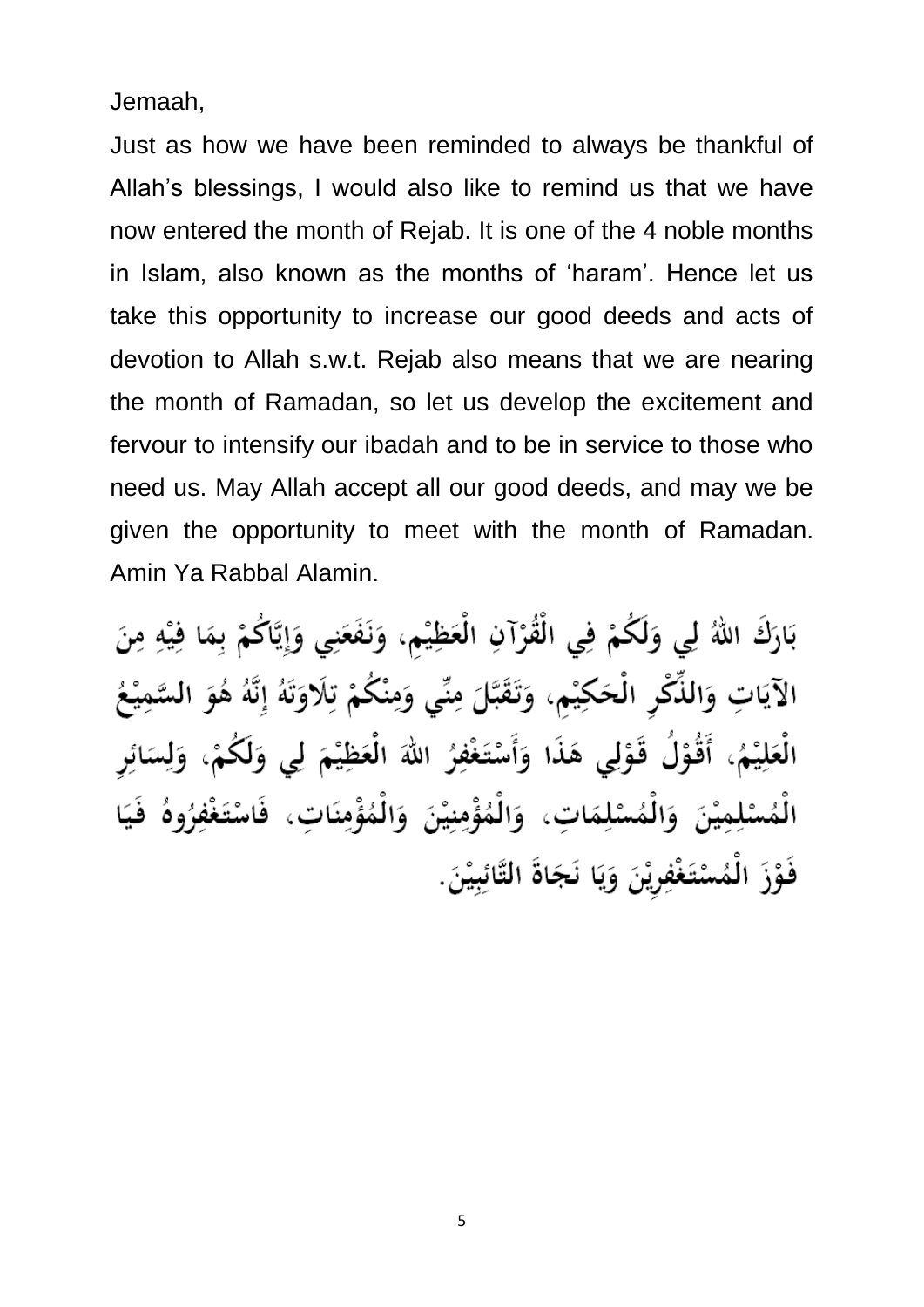Jemaah,

Just as how we have been reminded to always be thankful of Allah's blessings, I would also like to remind us that we have now entered the month of Rejab. It is one of the 4 noble months in Islam, also known as the months of 'haram'. Hence let us take this opportunity to increase our good deeds and acts of devotion to Allah s.w.t. Rejab also means that we are nearing the month of Ramadan, so let us develop the excitement and fervour to intensify our ibadah and to be in service to those who need us. May Allah accept all our good deeds, and may we be given the opportunity to meet with the month of Ramadan. Amin Ya Rabbal Alamin.

بَارَكَ اللهُ لِي وَلَكُمْ فِي الْقُرْآنِ الْعَظِيْمِ، وَنَفَعَنِي وَإِيَّاكُمْ بِمَا فِيْهِ مِنَ الآيَاتِ وَالذِّكْرِ الْحَكِيْمِ، وَتَقَبَّلَ مِنِّي وَمِنْكُمْ تِلَاوَتَهُ إِنَّهُ هُوَ السَّمِيْعُ الْعَلِيْمُ، أَقُوْلُ قَوْلِي هَذَا وَأَسْتَغْفِرُ اللهَ الْعَظِيْمَ لِي وَلَكُمْ، وَلِسَائِرِ الْمُسْلِمِيْنَ وَالْمُسْلِمَاتِ، وَالْمُؤْمِنِيْنَ وَالْمُؤْمِنَاتِ، فَاسْتَغْفِرُوهُ فَيَا فَوْزَ الْمُسْتَغْفِرِيْنَ وَيَا نَجَاةَ التَّائِبِيْنَ.